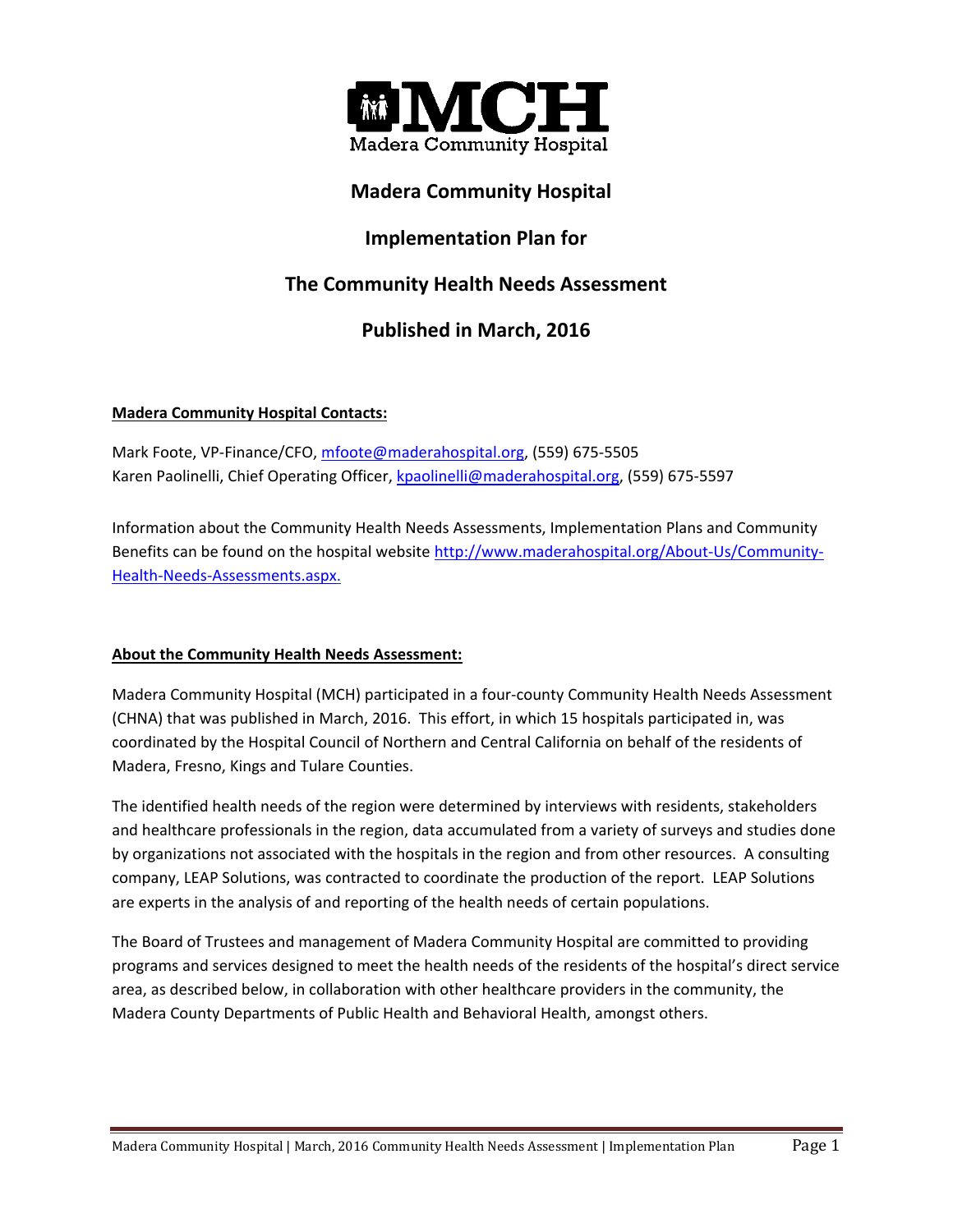# Madera Community Hospital

## Implementation Plan for

## The Community Health Needs Assessment

## Published in March, 2016

**Madera Community Hospital Contacts:**

Mark Foote, VP-Finance/CFO, mfoote@maderahospital.org, (559) 675-5505
Karen Paolinelli, Chief Operating Officer, kpaolinelli@maderahospital.org, (559) 675-5597

Information about the Community Health Needs Assessments, Implementation Plans and Community Benefits can be found on the hospital website http://www.maderahospital.org/About-Us/Community-Health-Needs-Assessments.aspx.

**About the Community Health Needs Assessment:**

Madera Community Hospital (MCH) participated in a four-county Community Health Needs Assessment (CHNA) that was published in March, 2016. This effort, in which 15 hospitals participated in, was coordinated by the Hospital Council of Northern and Central California on behalf of the residents of Madera, Fresno, Kings and Tulare Counties.

The identified health needs of the region were determined by interviews with residents, stakeholders and healthcare professionals in the region, data accumulated from a variety of surveys and studies done by organizations not associated with the hospitals in the region and from other resources. A consulting company, LEAP Solutions, was contracted to coordinate the production of the report. LEAP Solutions are experts in the analysis of and reporting of the health needs of certain populations.

The Board of Trustees and management of Madera Community Hospital are committed to providing programs and services designed to meet the health needs of the residents of the hospital's direct service area, as described below, in collaboration with other healthcare providers in the community, the Madera County Departments of Public Health and Behavioral Health, amongst others.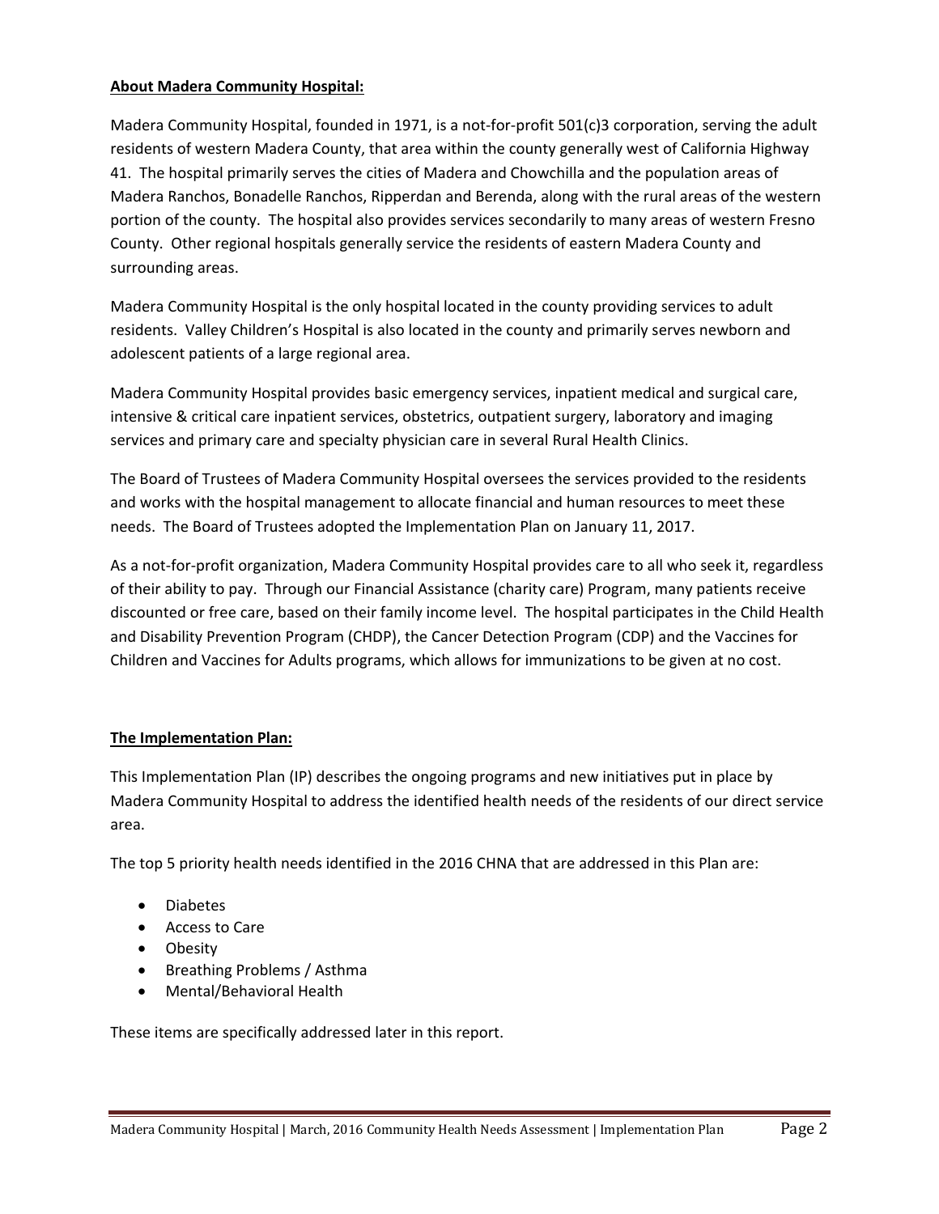**About Madera Community Hospital:**

Madera Community Hospital, founded in 1971, is a not-for-profit 501(c)3 corporation, serving the adult residents of western Madera County, that area within the county generally west of California Highway 41. The hospital primarily serves the cities of Madera and Chowchilla and the population areas of Madera Ranchos, Bonadelle Ranchos, Ripperdan and Berenda, along with the rural areas of the western portion of the county. The hospital also provides services secondarily to many areas of western Fresno County. Other regional hospitals generally service the residents of eastern Madera County and surrounding areas.

Madera Community Hospital is the only hospital located in the county providing services to adult residents. Valley Children's Hospital is also located in the county and primarily serves newborn and adolescent patients of a large regional area.

Madera Community Hospital provides basic emergency services, inpatient medical and surgical care, intensive & critical care inpatient services, obstetrics, outpatient surgery, laboratory and imaging services and primary care and specialty physician care in several Rural Health Clinics.

The Board of Trustees of Madera Community Hospital oversees the services provided to the residents and works with the hospital management to allocate financial and human resources to meet these needs. The Board of Trustees adopted the Implementation Plan on January 11, 2017.

As a not-for-profit organization, Madera Community Hospital provides care to all who seek it, regardless of their ability to pay. Through our Financial Assistance (charity care) Program, many patients receive discounted or free care, based on their family income level. The hospital participates in the Child Health and Disability Prevention Program (CHDP), the Cancer Detection Program (CDP) and the Vaccines for Children and Vaccines for Adults programs, which allows for immunizations to be given at no cost.

**The Implementation Plan:**

This Implementation Plan (IP) describes the ongoing programs and new initiatives put in place by Madera Community Hospital to address the identified health needs of the residents of our direct service area.

The top 5 priority health needs identified in the 2016 CHNA that are addressed in this Plan are:

- Diabetes
- Access to Care
- Obesity
- Breathing Problems / Asthma
- Mental/Behavioral Health

These items are specifically addressed later in this report.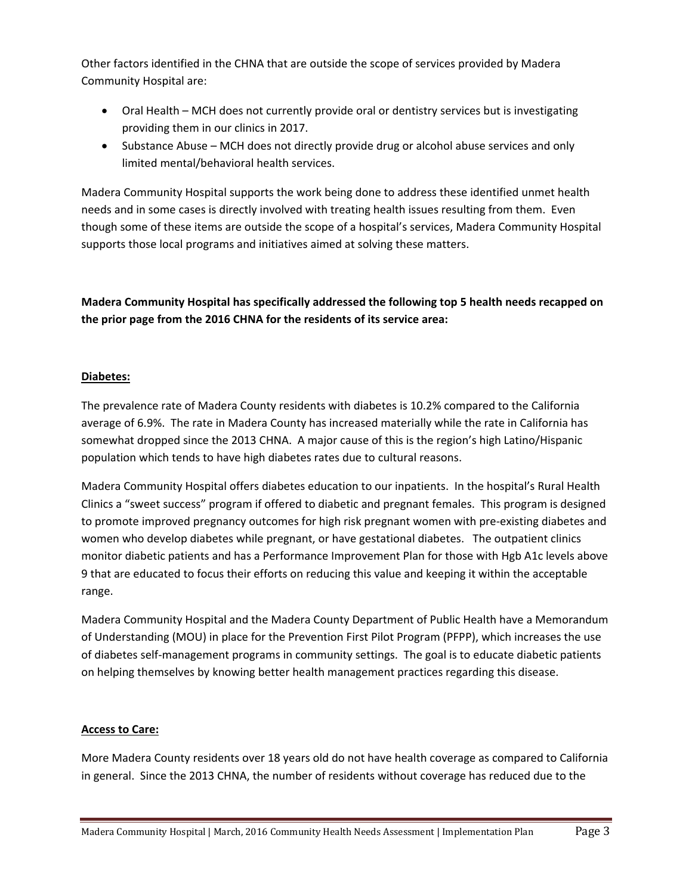Other factors identified in the CHNA that are outside the scope of services provided by Madera Community Hospital are:

- Oral Health – MCH does not currently provide oral or dentistry services but is investigating providing them in our clinics in 2017.
- Substance Abuse – MCH does not directly provide drug or alcohol abuse services and only limited mental/behavioral health services.

Madera Community Hospital supports the work being done to address these identified unmet health needs and in some cases is directly involved with treating health issues resulting from them. Even though some of these items are outside the scope of a hospital's services, Madera Community Hospital supports those local programs and initiatives aimed at solving these matters.

**Madera Community Hospital has specifically addressed the following top 5 health needs recapped on the prior page from the 2016 CHNA for the residents of its service area:**

**Diabetes:**

The prevalence rate of Madera County residents with diabetes is 10.2% compared to the California average of 6.9%. The rate in Madera County has increased materially while the rate in California has somewhat dropped since the 2013 CHNA. A major cause of this is the region's high Latino/Hispanic population which tends to have high diabetes rates due to cultural reasons.

Madera Community Hospital offers diabetes education to our inpatients. In the hospital's Rural Health Clinics a "sweet success" program if offered to diabetic and pregnant females. This program is designed to promote improved pregnancy outcomes for high risk pregnant women with pre-existing diabetes and women who develop diabetes while pregnant, or have gestational diabetes. The outpatient clinics monitor diabetic patients and has a Performance Improvement Plan for those with Hgb A1c levels above 9 that are educated to focus their efforts on reducing this value and keeping it within the acceptable range.

Madera Community Hospital and the Madera County Department of Public Health have a Memorandum of Understanding (MOU) in place for the Prevention First Pilot Program (PFPP), which increases the use of diabetes self-management programs in community settings. The goal is to educate diabetic patients on helping themselves by knowing better health management practices regarding this disease.

**Access to Care:**

More Madera County residents over 18 years old do not have health coverage as compared to California in general. Since the 2013 CHNA, the number of residents without coverage has reduced due to the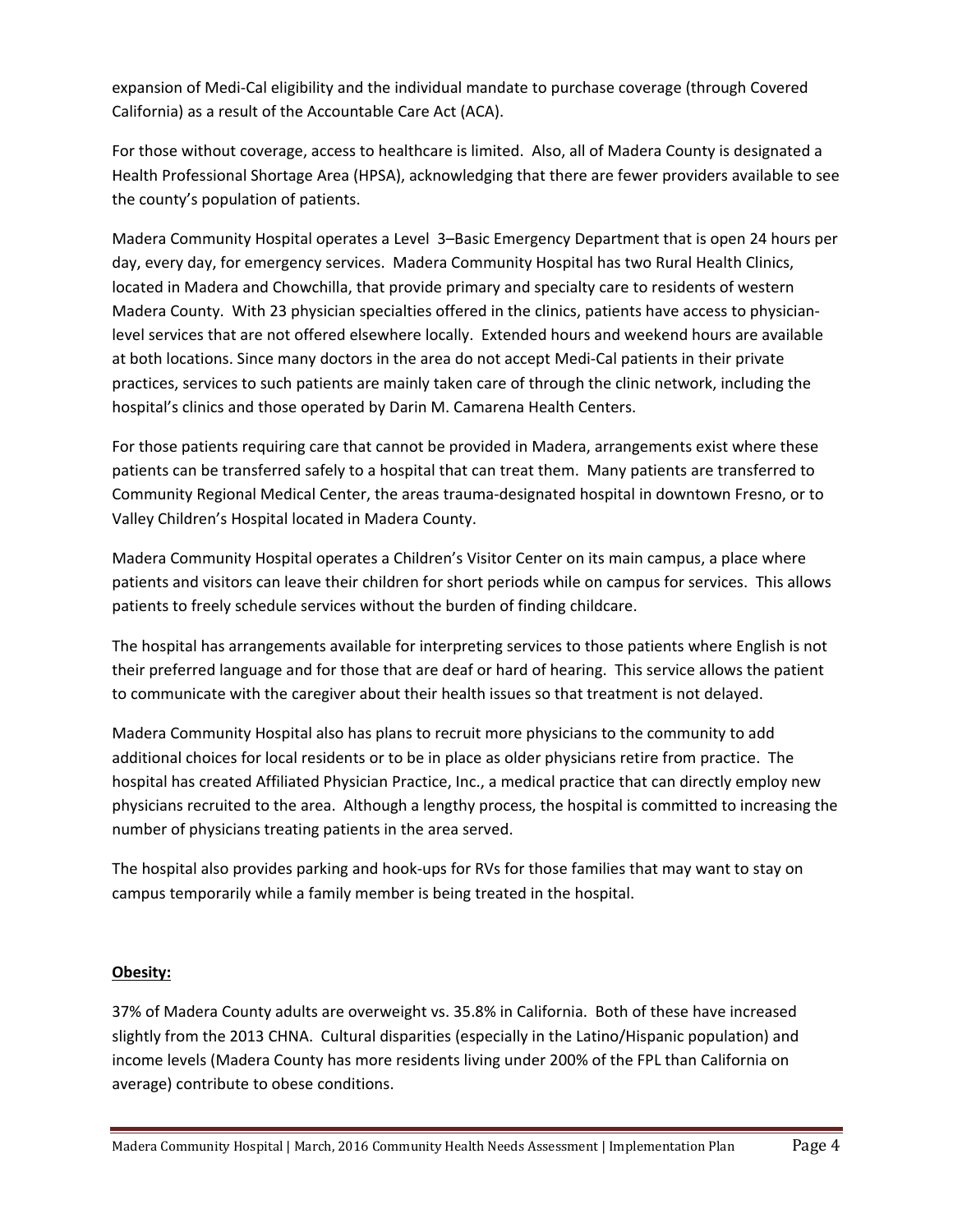expansion of Medi-Cal eligibility and the individual mandate to purchase coverage (through Covered California) as a result of the Accountable Care Act (ACA).

For those without coverage, access to healthcare is limited. Also, all of Madera County is designated a Health Professional Shortage Area (HPSA), acknowledging that there are fewer providers available to see the county's population of patients.

Madera Community Hospital operates a Level 3–Basic Emergency Department that is open 24 hours per day, every day, for emergency services. Madera Community Hospital has two Rural Health Clinics, located in Madera and Chowchilla, that provide primary and specialty care to residents of western Madera County. With 23 physician specialties offered in the clinics, patients have access to physician-level services that are not offered elsewhere locally. Extended hours and weekend hours are available at both locations. Since many doctors in the area do not accept Medi-Cal patients in their private practices, services to such patients are mainly taken care of through the clinic network, including the hospital's clinics and those operated by Darin M. Camarena Health Centers.

For those patients requiring care that cannot be provided in Madera, arrangements exist where these patients can be transferred safely to a hospital that can treat them. Many patients are transferred to Community Regional Medical Center, the areas trauma-designated hospital in downtown Fresno, or to Valley Children's Hospital located in Madera County.

Madera Community Hospital operates a Children's Visitor Center on its main campus, a place where patients and visitors can leave their children for short periods while on campus for services. This allows patients to freely schedule services without the burden of finding childcare.

The hospital has arrangements available for interpreting services to those patients where English is not their preferred language and for those that are deaf or hard of hearing. This service allows the patient to communicate with the caregiver about their health issues so that treatment is not delayed.

Madera Community Hospital also has plans to recruit more physicians to the community to add additional choices for local residents or to be in place as older physicians retire from practice. The hospital has created Affiliated Physician Practice, Inc., a medical practice that can directly employ new physicians recruited to the area. Although a lengthy process, the hospital is committed to increasing the number of physicians treating patients in the area served.

The hospital also provides parking and hook-ups for RVs for those families that may want to stay on campus temporarily while a family member is being treated in the hospital.

**Obesity:**

37% of Madera County adults are overweight vs. 35.8% in California. Both of these have increased slightly from the 2013 CHNA. Cultural disparities (especially in the Latino/Hispanic population) and income levels (Madera County has more residents living under 200% of the FPL than California on average) contribute to obese conditions.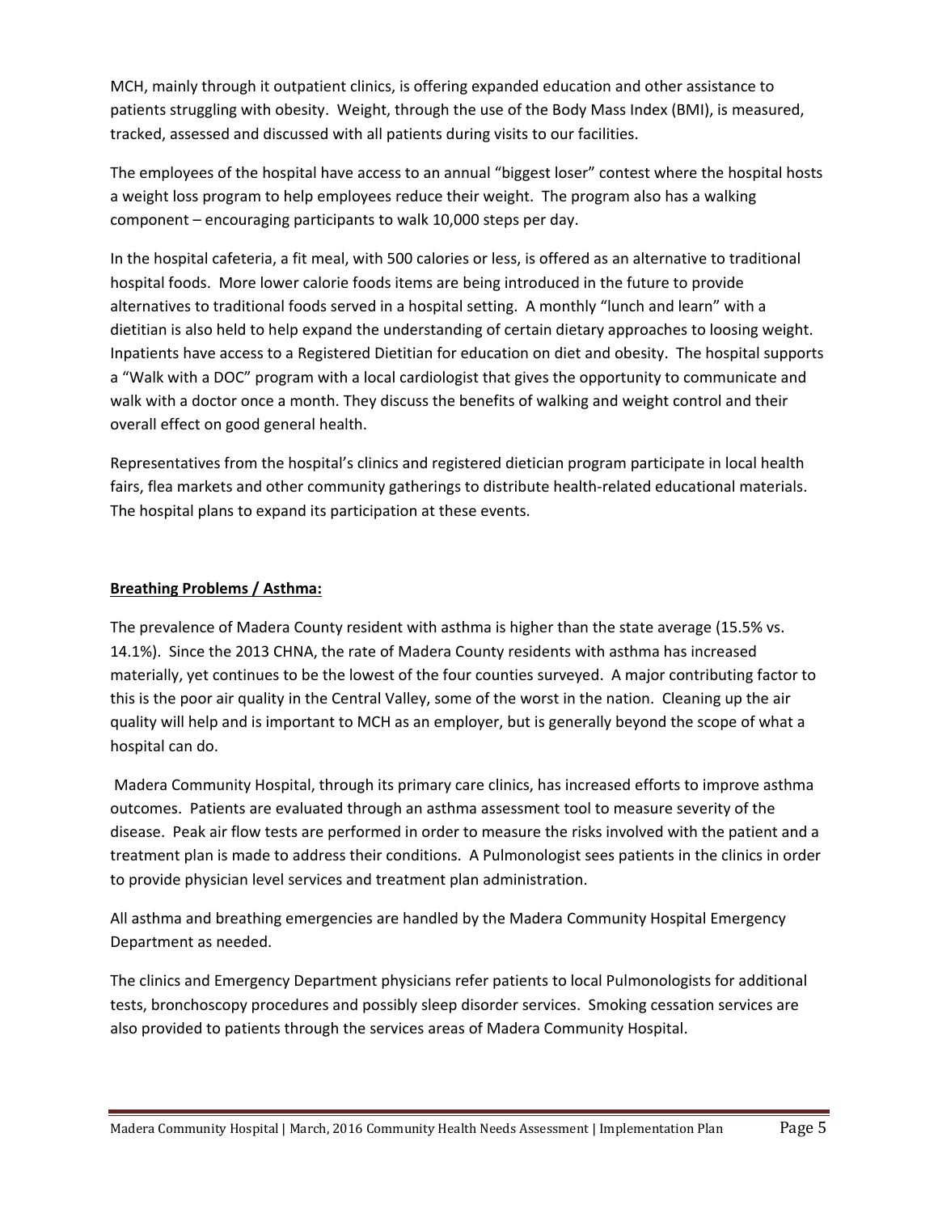MCH, mainly through it outpatient clinics, is offering expanded education and other assistance to patients struggling with obesity. Weight, through the use of the Body Mass Index (BMI), is measured, tracked, assessed and discussed with all patients during visits to our facilities.

The employees of the hospital have access to an annual "biggest loser" contest where the hospital hosts a weight loss program to help employees reduce their weight. The program also has a walking component – encouraging participants to walk 10,000 steps per day.

In the hospital cafeteria, a fit meal, with 500 calories or less, is offered as an alternative to traditional hospital foods. More lower calorie foods items are being introduced in the future to provide alternatives to traditional foods served in a hospital setting. A monthly "lunch and learn" with a dietitian is also held to help expand the understanding of certain dietary approaches to loosing weight. Inpatients have access to a Registered Dietitian for education on diet and obesity. The hospital supports a "Walk with a DOC" program with a local cardiologist that gives the opportunity to communicate and walk with a doctor once a month. They discuss the benefits of walking and weight control and their overall effect on good general health.

Representatives from the hospital's clinics and registered dietician program participate in local health fairs, flea markets and other community gatherings to distribute health-related educational materials. The hospital plans to expand its participation at these events.

**Breathing Problems / Asthma:**

The prevalence of Madera County resident with asthma is higher than the state average (15.5% vs. 14.1%). Since the 2013 CHNA, the rate of Madera County residents with asthma has increased materially, yet continues to be the lowest of the four counties surveyed. A major contributing factor to this is the poor air quality in the Central Valley, some of the worst in the nation. Cleaning up the air quality will help and is important to MCH as an employer, but is generally beyond the scope of what a hospital can do.

Madera Community Hospital, through its primary care clinics, has increased efforts to improve asthma outcomes. Patients are evaluated through an asthma assessment tool to measure severity of the disease. Peak air flow tests are performed in order to measure the risks involved with the patient and a treatment plan is made to address their conditions. A Pulmonologist sees patients in the clinics in order to provide physician level services and treatment plan administration.

All asthma and breathing emergencies are handled by the Madera Community Hospital Emergency Department as needed.

The clinics and Emergency Department physicians refer patients to local Pulmonologists for additional tests, bronchoscopy procedures and possibly sleep disorder services. Smoking cessation services are also provided to patients through the services areas of Madera Community Hospital.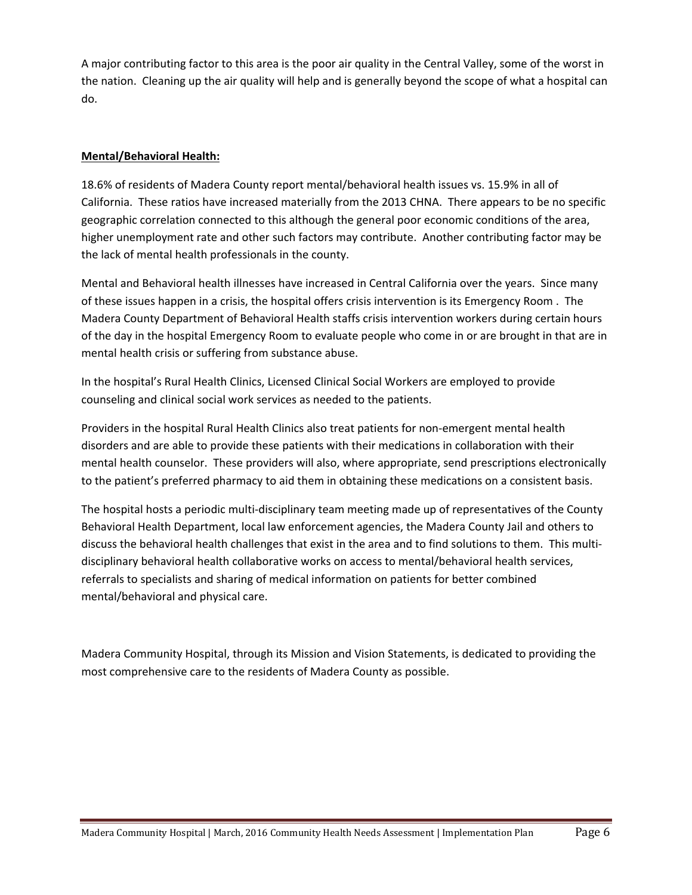A major contributing factor to this area is the poor air quality in the Central Valley, some of the worst in the nation. Cleaning up the air quality will help and is generally beyond the scope of what a hospital can do.

**Mental/Behavioral Health:**

18.6% of residents of Madera County report mental/behavioral health issues vs. 15.9% in all of California. These ratios have increased materially from the 2013 CHNA. There appears to be no specific geographic correlation connected to this although the general poor economic conditions of the area, higher unemployment rate and other such factors may contribute. Another contributing factor may be the lack of mental health professionals in the county.

Mental and Behavioral health illnesses have increased in Central California over the years. Since many of these issues happen in a crisis, the hospital offers crisis intervention is its Emergency Room . The Madera County Department of Behavioral Health staffs crisis intervention workers during certain hours of the day in the hospital Emergency Room to evaluate people who come in or are brought in that are in mental health crisis or suffering from substance abuse.

In the hospital's Rural Health Clinics, Licensed Clinical Social Workers are employed to provide counseling and clinical social work services as needed to the patients.

Providers in the hospital Rural Health Clinics also treat patients for non-emergent mental health disorders and are able to provide these patients with their medications in collaboration with their mental health counselor. These providers will also, where appropriate, send prescriptions electronically to the patient's preferred pharmacy to aid them in obtaining these medications on a consistent basis.

The hospital hosts a periodic multi-disciplinary team meeting made up of representatives of the County Behavioral Health Department, local law enforcement agencies, the Madera County Jail and others to discuss the behavioral health challenges that exist in the area and to find solutions to them. This multi-disciplinary behavioral health collaborative works on access to mental/behavioral health services, referrals to specialists and sharing of medical information on patients for better combined mental/behavioral and physical care.

Madera Community Hospital, through its Mission and Vision Statements, is dedicated to providing the most comprehensive care to the residents of Madera County as possible.